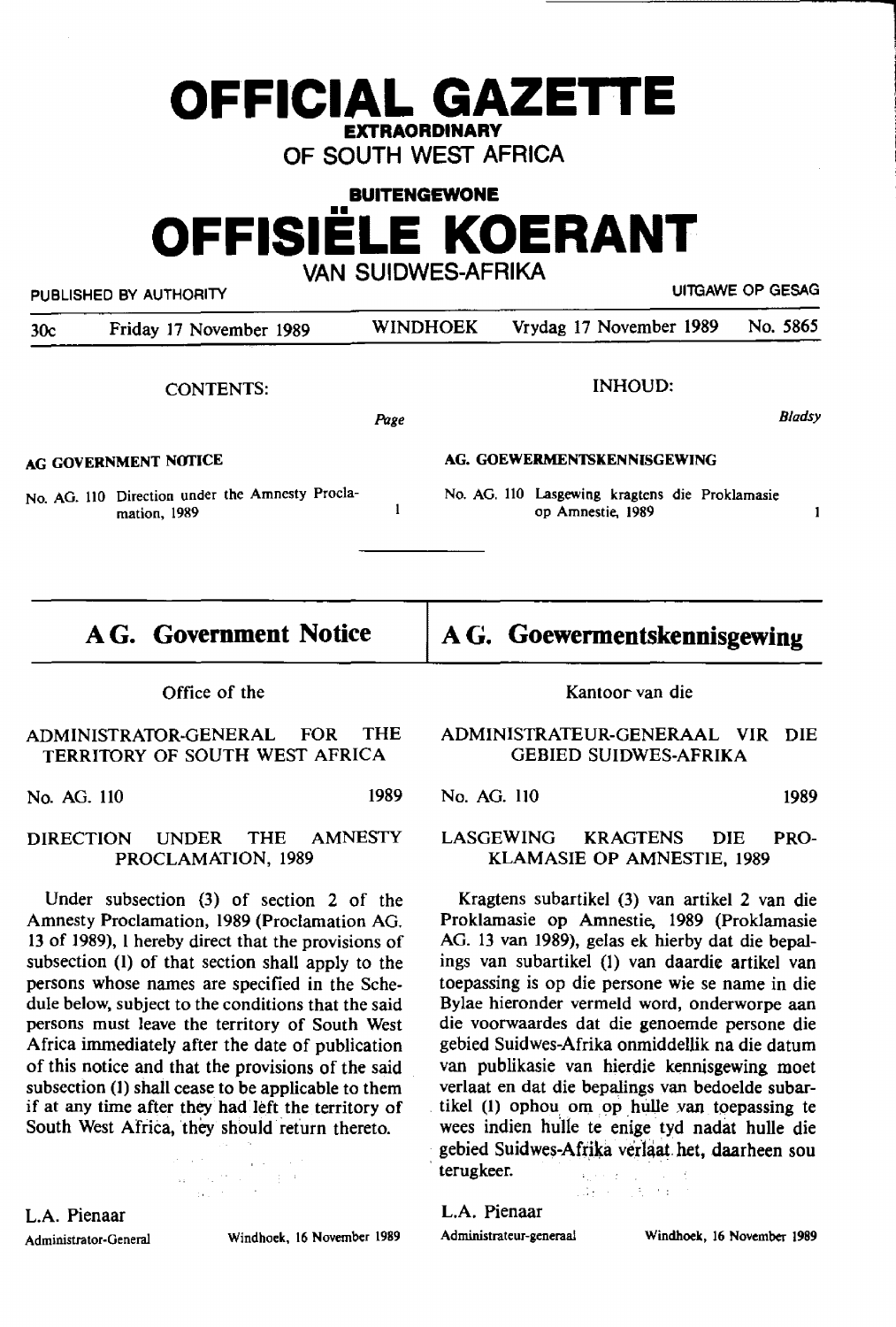# OFFICIAL GAZETTE

**EXTRAORDINARY**

OF SOUTH WEST AFRICA

**BUITENGEWONE**

# OFFISIËLE KOERANT

VAN SUIDWES-AFRIKA

PUBLISHED BY AUTHORITY — UITGAWE OP GESAG

| 30c | Friday 17 November 1989 | WINDHOEK | Vrydag 17 November 1989 | No. 5865 |
|---|---|---|---|---|

CONTENTS:

| | Page |
|---|---|
| **AG GOVERNMENT NOTICE** | |
| No. AG. 110 Direction under the Amnesty Proclamation, 1989 | 1 |

## AG. Government Notice

Office of the

ADMINISTRATOR-GENERAL FOR THE TERRITORY OF SOUTH WEST AFRICA

No. AG. 110 — 1989

DIRECTION UNDER THE AMNESTY PROCLAMATION, 1989

Under subsection (3) of section 2 of the Amnesty Proclamation, 1989 (Proclamation AG. 13 of 1989), I hereby direct that the provisions of subsection (1) of that section shall apply to the persons whose names are specified in the Schedule below, subject to the conditions that the said persons must leave the territory of South West Africa immediately after the date of publication of this notice and that the provisions of the said subsection (1) shall cease to be applicable to them if at any time after they had left the territory of South West Africa, they should return thereto.

L.A. Pienaar
Administrator-General — Windhoek, 16 November 1989

INHOUD:

| | Bladsy |
|---|---|
| **AG. GOEWERMENTSKENNISGEWING** | |
| No. AG. 110 Lasgewing kragtens die Proklamasie op Amnestie, 1989 | 1 |

## AG. Goewermentskennisgewing

Kantoor van die

ADMINISTRATEUR-GENERAAL VIR DIE GEBIED SUIDWES-AFRIKA

No. AG. 110 — 1989

LASGEWING KRAGTENS DIE PROKLAMASIE OP AMNESTIE, 1989

Kragtens subartikel (3) van artikel 2 van die Proklamasie op Amnestie, 1989 (Proklamasie AG. 13 van 1989), gelas ek hierby dat die bepalings van subartikel (1) van daardie artikel van toepassing is op die persone wie se name in die Bylae hieronder vermeld word, onderworpe aan die voorwaardes dat die genoemde persone die gebied Suidwes-Afrika onmiddellik na die datum van publikasie van hierdie kennisgewing moet verlaat en dat die bepalings van bedoelde subartikel (1) ophou om op hulle van toepassing te wees indien hulle te enige tyd nadat hulle die gebied Suidwes-Afrika verlaat het, daarheen sou terugkeer.

L.A. Pienaar
Administrateur-generaal — Windhoek, 16 November 1989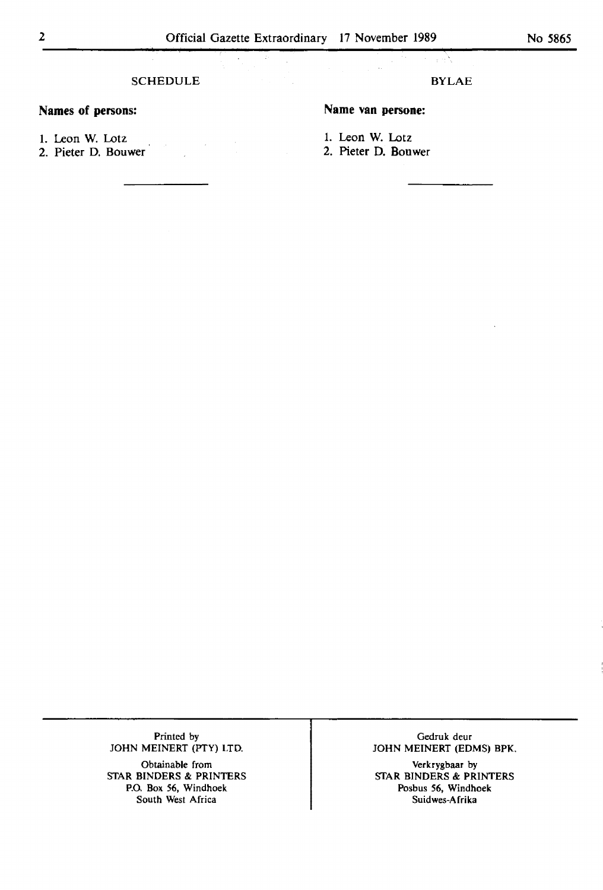SCHEDULE

**Names of persons:**

1. Leon W. Lotz
2. Pieter D. Bouwer

---

BYLAE

**Name van persone:**

1. Leon W. Lotz
2. Pieter D. Bouwer

---

Printed by
JOHN MEINERT (PTY) LTD.

Obtainable from
STAR BINDERS & PRINTERS
P.O. Box 56, Windhoek
South West Africa

Gedruk deur
JOHN MEINERT (EDMS) BPK.

Verkrygbaar by
STAR BINDERS & PRINTERS
Posbus 56, Windhoek
Suidwes-Afrika